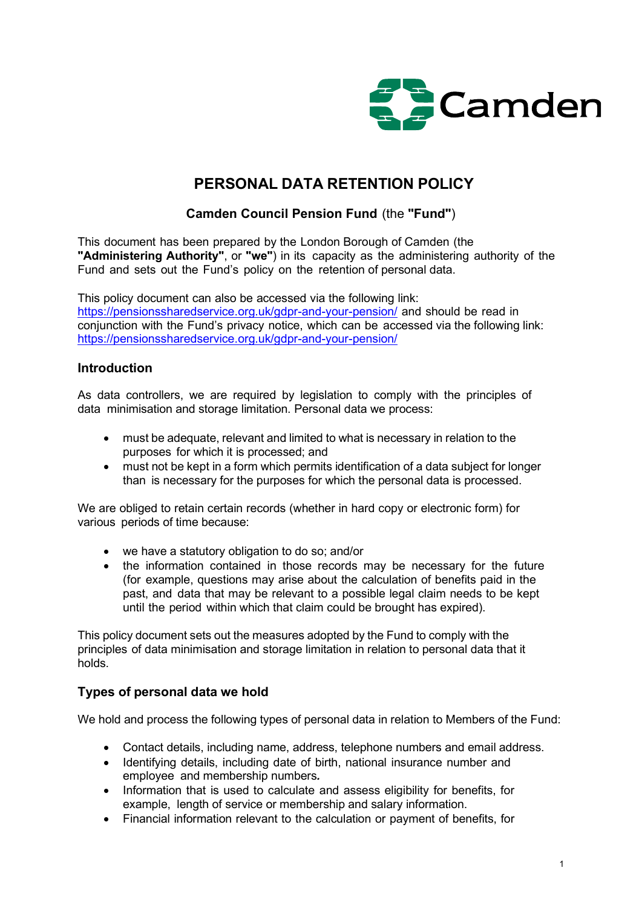# PERSONAL DATA RETENTION POLICY

**Camden Council Pension Fund** (the **"Fund"**)

This document has been prepared by the London Borough of Camden (the **"Administering Authority"**, or **"we"**) in its capacity as the administering authority of the Fund and sets out the Fund's policy on the retention of personal data.

This policy document can also be accessed via the following link: https://pensionssharedservice.org.uk/gdpr-and-your-pension/ and should be read in conjunction with the Fund's privacy notice, which can be accessed via the following link: https://pensionssharedservice.org.uk/gdpr-and-your-pension/

## Introduction

As data controllers, we are required by legislation to comply with the principles of data minimisation and storage limitation. Personal data we process:

- must be adequate, relevant and limited to what is necessary in relation to the purposes for which it is processed; and
- must not be kept in a form which permits identification of a data subject for longer than is necessary for the purposes for which the personal data is processed.

We are obliged to retain certain records (whether in hard copy or electronic form) for various periods of time because:

- we have a statutory obligation to do so; and/or
- the information contained in those records may be necessary for the future (for example, questions may arise about the calculation of benefits paid in the past, and data that may be relevant to a possible legal claim needs to be kept until the period within which that claim could be brought has expired).

This policy document sets out the measures adopted by the Fund to comply with the principles of data minimisation and storage limitation in relation to personal data that it holds.

## Types of personal data we hold

We hold and process the following types of personal data in relation to Members of the Fund:

- Contact details, including name, address, telephone numbers and email address.
- Identifying details, including date of birth, national insurance number and employee and membership numbers*.*
- Information that is used to calculate and assess eligibility for benefits, for example, length of service or membership and salary information.
- Financial information relevant to the calculation or payment of benefits, for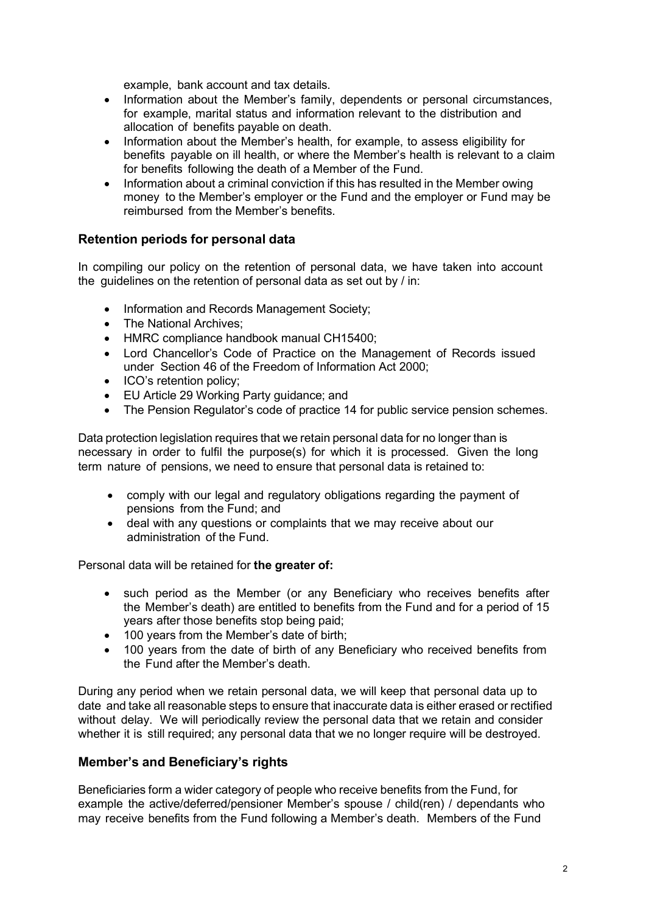example, bank account and tax details.

- Information about the Member's family, dependents or personal circumstances, for example, marital status and information relevant to the distribution and allocation of benefits payable on death.
- Information about the Member's health, for example, to assess eligibility for benefits payable on ill health, or where the Member's health is relevant to a claim for benefits following the death of a Member of the Fund.
- Information about a criminal conviction if this has resulted in the Member owing money to the Member's employer or the Fund and the employer or Fund may be reimbursed from the Member's benefits.

## Retention periods for personal data

In compiling our policy on the retention of personal data, we have taken into account the guidelines on the retention of personal data as set out by / in:

- Information and Records Management Society;
- The National Archives;
- HMRC compliance handbook manual CH15400;
- Lord Chancellor's Code of Practice on the Management of Records issued under Section 46 of the Freedom of Information Act 2000;
- ICO's retention policy;
- EU Article 29 Working Party guidance; and
- The Pension Regulator's code of practice 14 for public service pension schemes.

Data protection legislation requires that we retain personal data for no longer than is necessary in order to fulfil the purpose(s) for which it is processed. Given the long term nature of pensions, we need to ensure that personal data is retained to:

- comply with our legal and regulatory obligations regarding the payment of pensions from the Fund; and
- deal with any questions or complaints that we may receive about our administration of the Fund.

Personal data will be retained for **the greater of:**

- such period as the Member (or any Beneficiary who receives benefits after the Member's death) are entitled to benefits from the Fund and for a period of 15 years after those benefits stop being paid;
- 100 years from the Member's date of birth;
- 100 years from the date of birth of any Beneficiary who received benefits from the Fund after the Member's death.

During any period when we retain personal data, we will keep that personal data up to date and take all reasonable steps to ensure that inaccurate data is either erased or rectified without delay. We will periodically review the personal data that we retain and consider whether it is still required; any personal data that we no longer require will be destroyed.

## Member's and Beneficiary's rights

Beneficiaries form a wider category of people who receive benefits from the Fund, for example the active/deferred/pensioner Member's spouse / child(ren) / dependants who may receive benefits from the Fund following a Member's death. Members of the Fund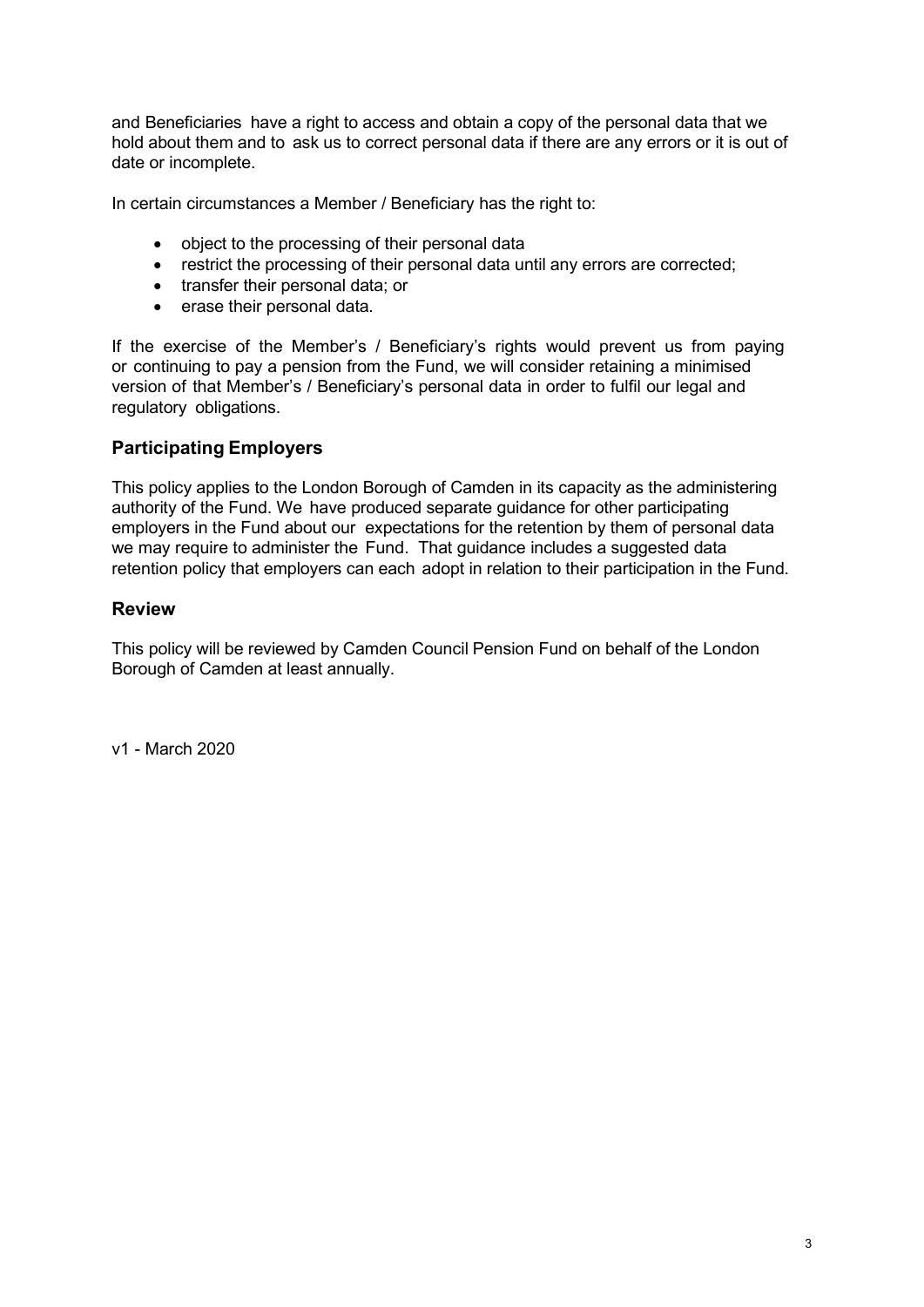and Beneficiaries have a right to access and obtain a copy of the personal data that we hold about them and to ask us to correct personal data if there are any errors or it is out of date or incomplete.

In certain circumstances a Member / Beneficiary has the right to:

- object to the processing of their personal data
- restrict the processing of their personal data until any errors are corrected;
- transfer their personal data; or
- erase their personal data.

If the exercise of the Member's / Beneficiary's rights would prevent us from paying or continuing to pay a pension from the Fund, we will consider retaining a minimised version of that Member's / Beneficiary's personal data in order to fulfil our legal and regulatory obligations.

## Participating Employers

This policy applies to the London Borough of Camden in its capacity as the administering authority of the Fund. We have produced separate guidance for other participating employers in the Fund about our expectations for the retention by them of personal data we may require to administer the Fund. That guidance includes a suggested data retention policy that employers can each adopt in relation to their participation in the Fund.

## Review

This policy will be reviewed by Camden Council Pension Fund on behalf of the London Borough of Camden at least annually.

v1 - March 2020